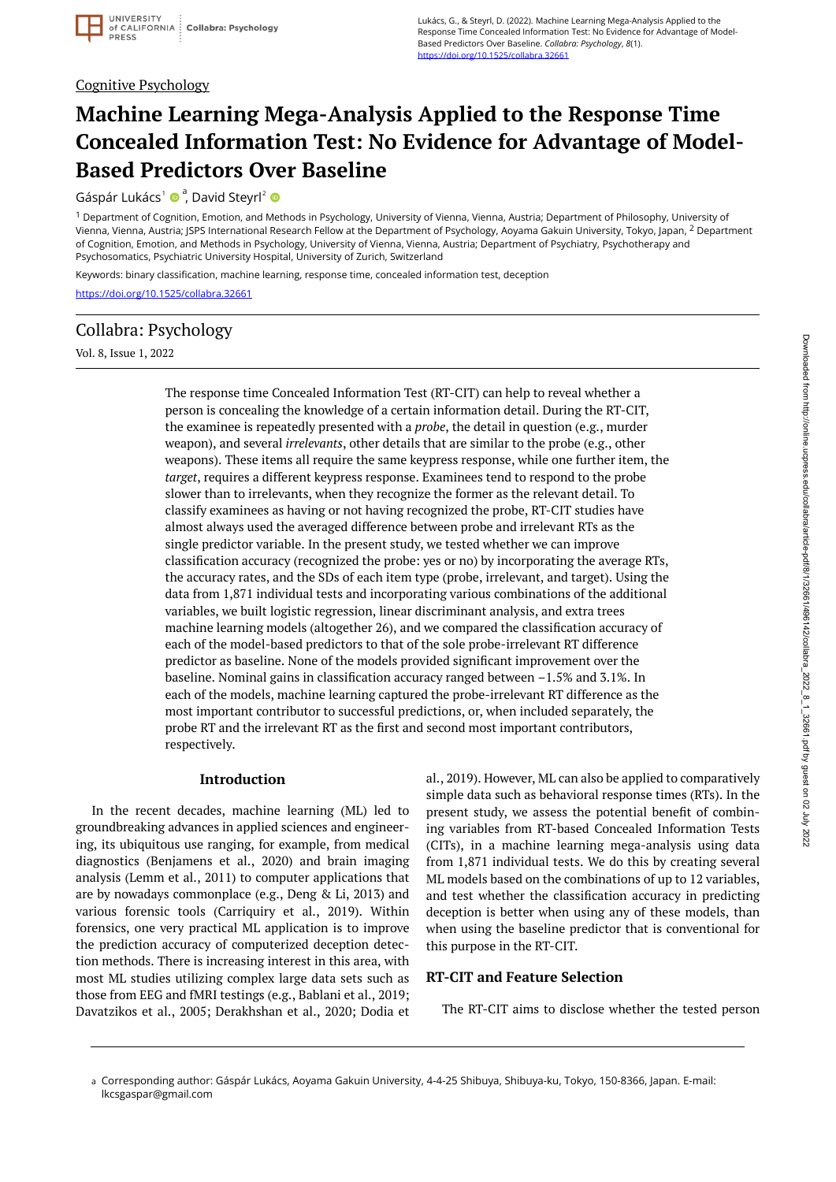Cognitive Psychology

# Machine Learning Mega-Analysis Applied to the Response Time Concealed Information Test: No Evidence for Advantage of Model-Based Predictors Over Baseline

Gáspár Lukács[1] [a], David Steyrl[2]

[1] Department of Cognition, Emotion, and Methods in Psychology, University of Vienna, Vienna, Austria; Department of Philosophy, University of Vienna, Vienna, Austria; JSPS International Research Fellow at the Department of Psychology, Aoyama Gakuin University, Tokyo, Japan, [2] Department of Cognition, Emotion, and Methods in Psychology, University of Vienna, Vienna, Austria; Department of Psychiatry, Psychotherapy and Psychosomatics, Psychiatric University Hospital, University of Zurich, Switzerland

Keywords: binary classification, machine learning, response time, concealed information test, deception

https://doi.org/10.1525/collabra.32661

Collabra: Psychology

Vol. 8, Issue 1, 2022

The response time Concealed Information Test (RT-CIT) can help to reveal whether a person is concealing the knowledge of a certain information detail. During the RT-CIT, the examinee is repeatedly presented with a *probe*, the detail in question (e.g., murder weapon), and several *irrelevants*, other details that are similar to the probe (e.g., other weapons). These items all require the same keypress response, while one further item, the *target*, requires a different keypress response. Examinees tend to respond to the probe slower than to irrelevants, when they recognize the former as the relevant detail. To classify examinees as having or not having recognized the probe, RT-CIT studies have almost always used the averaged difference between probe and irrelevant RTs as the single predictor variable. In the present study, we tested whether we can improve classification accuracy (recognized the probe: yes or no) by incorporating the average RTs, the accuracy rates, and the SDs of each item type (probe, irrelevant, and target). Using the data from 1,871 individual tests and incorporating various combinations of the additional variables, we built logistic regression, linear discriminant analysis, and extra trees machine learning models (altogether 26), and we compared the classification accuracy of each of the model-based predictors to that of the sole probe-irrelevant RT difference predictor as baseline. None of the models provided significant improvement over the baseline. Nominal gains in classification accuracy ranged between −1.5% and 3.1%. In each of the models, machine learning captured the probe-irrelevant RT difference as the most important contributor to successful predictions, or, when included separately, the probe RT and the irrelevant RT as the first and second most important contributors, respectively.

## Introduction

In the recent decades, machine learning (ML) led to groundbreaking advances in applied sciences and engineering, its ubiquitous use ranging, for example, from medical diagnostics (Benjamens et al., 2020) and brain imaging analysis (Lemm et al., 2011) to computer applications that are by nowadays commonplace (e.g., Deng & Li, 2013) and various forensic tools (Carriquiry et al., 2019). Within forensics, one very practical ML application is to improve the prediction accuracy of computerized deception detection methods. There is increasing interest in this area, with most ML studies utilizing complex large data sets such as those from EEG and fMRI testings (e.g., Bablani et al., 2019; Davatzikos et al., 2005; Derakhshan et al., 2020; Dodia et al., 2019). However, ML can also be applied to comparatively simple data such as behavioral response times (RTs). In the present study, we assess the potential benefit of combining variables from RT-based Concealed Information Tests (CITs), in a machine learning mega-analysis using data from 1,871 individual tests. We do this by creating several ML models based on the combinations of up to 12 variables, and test whether the classification accuracy in predicting deception is better when using any of these models, than when using the baseline predictor that is conventional for this purpose in the RT-CIT.

### RT-CIT and Feature Selection

The RT-CIT aims to disclose whether the tested person

[a] Corresponding author: Gáspár Lukács, Aoyama Gakuin University, 4-4-25 Shibuya, Shibuya-ku, Tokyo, 150-8366, Japan. E-mail: lkcsgaspar@gmail.com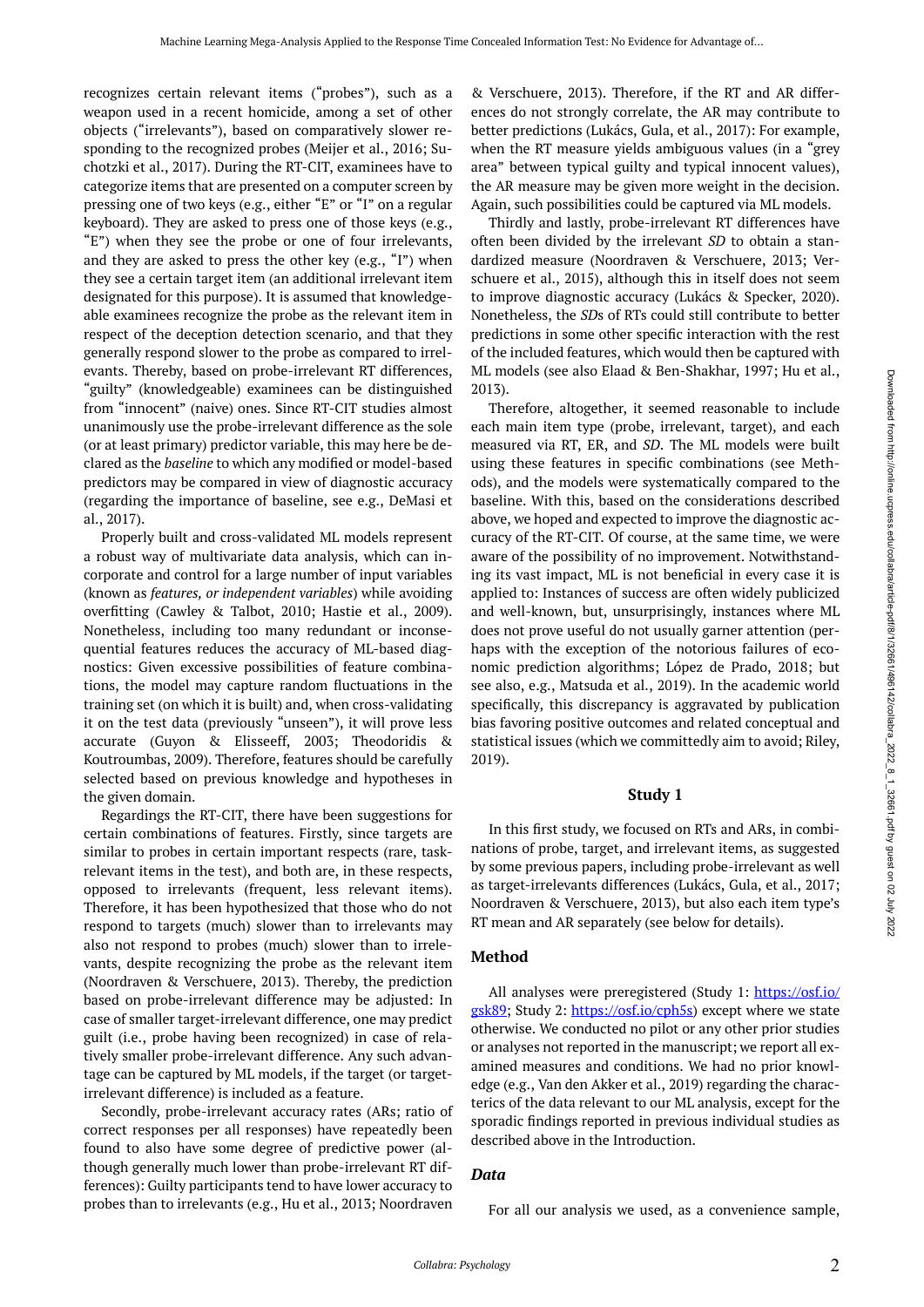recognizes certain relevant items ("probes"), such as a weapon used in a recent homicide, among a set of other objects ("irrelevants"), based on comparatively slower responding to the recognized probes (Meijer et al., 2016; Suchotzki et al., 2017). During the RT-CIT, examinees have to categorize items that are presented on a computer screen by pressing one of two keys (e.g., either "E" or "I" on a regular keyboard). They are asked to press one of those keys (e.g., "E") when they see the probe or one of four irrelevants, and they are asked to press the other key (e.g., "I") when they see a certain target item (an additional irrelevant item designated for this purpose). It is assumed that knowledgeable examinees recognize the probe as the relevant item in respect of the deception detection scenario, and that they generally respond slower to the probe as compared to irrelevants. Thereby, based on probe-irrelevant RT differences, "guilty" (knowledgeable) examinees can be distinguished from "innocent" (naive) ones. Since RT-CIT studies almost unanimously use the probe-irrelevant difference as the sole (or at least primary) predictor variable, this may here be declared as the *baseline* to which any modified or model-based predictors may be compared in view of diagnostic accuracy (regarding the importance of baseline, see e.g., DeMasi et al., 2017).

Properly built and cross-validated ML models represent a robust way of multivariate data analysis, which can incorporate and control for a large number of input variables (known as *features, or independent variables*) while avoiding overfitting (Cawley & Talbot, 2010; Hastie et al., 2009). Nonetheless, including too many redundant or inconsequential features reduces the accuracy of ML-based diagnostics: Given excessive possibilities of feature combinations, the model may capture random fluctuations in the training set (on which it is built) and, when cross-validating it on the test data (previously "unseen"), it will prove less accurate (Guyon & Elisseeff, 2003; Theodoridis & Koutroumbas, 2009). Therefore, features should be carefully selected based on previous knowledge and hypotheses in the given domain.

Regardings the RT-CIT, there have been suggestions for certain combinations of features. Firstly, since targets are similar to probes in certain important respects (rare, task-relevant items in the test), and both are, in these respects, opposed to irrelevants (frequent, less relevant items). Therefore, it has been hypothesized that those who do not respond to targets (much) slower than to irrelevants may also not respond to probes (much) slower than to irrelevants, despite recognizing the probe as the relevant item (Noordraven & Verschuere, 2013). Thereby, the prediction based on probe-irrelevant difference may be adjusted: In case of smaller target-irrelevant difference, one may predict guilt (i.e., probe having been recognized) in case of relatively smaller probe-irrelevant difference. Any such advantage can be captured by ML models, if the target (or target-irrelevant difference) is included as a feature.

Secondly, probe-irrelevant accuracy rates (ARs; ratio of correct responses per all responses) have repeatedly been found to also have some degree of predictive power (although generally much lower than probe-irrelevant RT differences): Guilty participants tend to have lower accuracy to probes than to irrelevants (e.g., Hu et al., 2013; Noordraven & Verschuere, 2013). Therefore, if the RT and AR differences do not strongly correlate, the AR may contribute to better predictions (Lukács, Gula, et al., 2017): For example, when the RT measure yields ambiguous values (in a "grey area" between typical guilty and typical innocent values), the AR measure may be given more weight in the decision. Again, such possibilities could be captured via ML models.

Thirdly and lastly, probe-irrelevant RT differences have often been divided by the irrelevant *SD* to obtain a standardized measure (Noordraven & Verschuere, 2013; Verschuere et al., 2015), although this in itself does not seem to improve diagnostic accuracy (Lukács & Specker, 2020). Nonetheless, the *SD*s of RTs could still contribute to better predictions in some other specific interaction with the rest of the included features, which would then be captured with ML models (see also Elaad & Ben-Shakhar, 1997; Hu et al., 2013).

Therefore, altogether, it seemed reasonable to include each main item type (probe, irrelevant, target), and each measured via RT, ER, and *SD*. The ML models were built using these features in specific combinations (see Methods), and the models were systematically compared to the baseline. With this, based on the considerations described above, we hoped and expected to improve the diagnostic accuracy of the RT-CIT. Of course, at the same time, we were aware of the possibility of no improvement. Notwithstanding its vast impact, ML is not beneficial in every case it is applied to: Instances of success are often widely publicized and well-known, but, unsurprisingly, instances where ML does not prove useful do not usually garner attention (perhaps with the exception of the notorious failures of economic prediction algorithms; López de Prado, 2018; but see also, e.g., Matsuda et al., 2019). In the academic world specifically, this discrepancy is aggravated by publication bias favoring positive outcomes and related conceptual and statistical issues (which we committedly aim to avoid; Riley, 2019).

## Study 1

In this first study, we focused on RTs and ARs, in combinations of probe, target, and irrelevant items, as suggested by some previous papers, including probe-irrelevant as well as target-irrelevants differences (Lukács, Gula, et al., 2017; Noordraven & Verschuere, 2013), but also each item type's RT mean and AR separately (see below for details).

### Method

All analyses were preregistered (Study 1: https://osf.io/gsk89; Study 2: https://osf.io/cph5s) except where we state otherwise. We conducted no pilot or any other prior studies or analyses not reported in the manuscript; we report all examined measures and conditions. We had no prior knowledge (e.g., Van den Akker et al., 2019) regarding the characterics of the data relevant to our ML analysis, except for the sporadic findings reported in previous individual studies as described above in the Introduction.

#### *Data*

For all our analysis we used, as a convenience sample,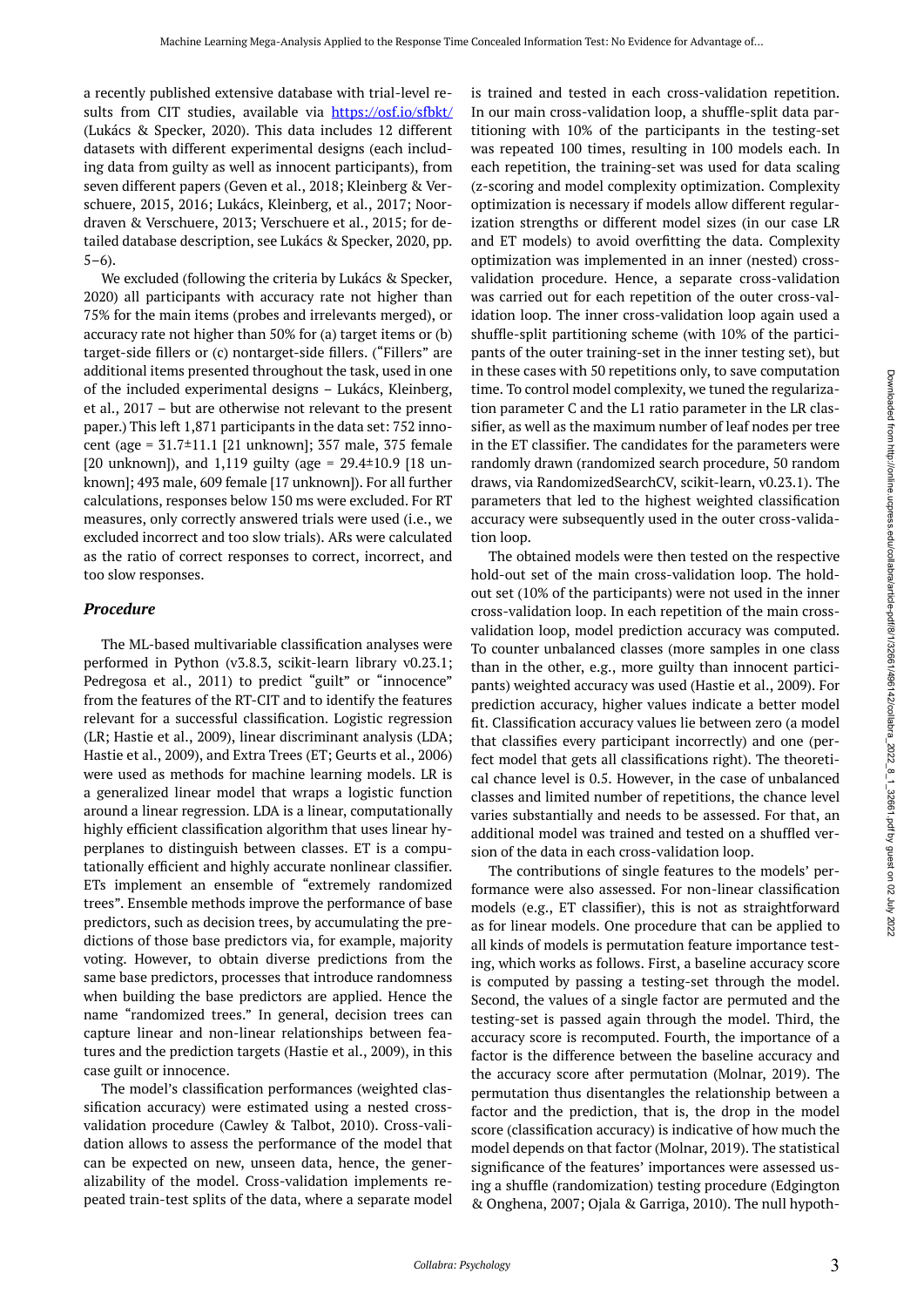a recently published extensive database with trial-level results from CIT studies, available via https://osf.io/sfbkt/ (Lukács & Specker, 2020). This data includes 12 different datasets with different experimental designs (each including data from guilty as well as innocent participants), from seven different papers (Geven et al., 2018; Kleinberg & Verschuere, 2015, 2016; Lukács, Kleinberg, et al., 2017; Noordraven & Verschuere, 2013; Verschuere et al., 2015; for detailed database description, see Lukács & Specker, 2020, pp. 5–6).

We excluded (following the criteria by Lukács & Specker, 2020) all participants with accuracy rate not higher than 75% for the main items (probes and irrelevants merged), or accuracy rate not higher than 50% for (a) target items or (b) target-side fillers or (c) nontarget-side fillers. ("Fillers" are additional items presented throughout the task, used in one of the included experimental designs – Lukács, Kleinberg, et al., 2017 – but are otherwise not relevant to the present paper.) This left 1,871 participants in the data set: 752 innocent (age = 31.7±11.1 [21 unknown]; 357 male, 375 female [20 unknown]), and 1,119 guilty (age = 29.4±10.9 [18 unknown]; 493 male, 609 female [17 unknown]). For all further calculations, responses below 150 ms were excluded. For RT measures, only correctly answered trials were used (i.e., we excluded incorrect and too slow trials). ARs were calculated as the ratio of correct responses to correct, incorrect, and too slow responses.

### *Procedure*

The ML-based multivariable classification analyses were performed in Python (v3.8.3, scikit-learn library v0.23.1; Pedregosa et al., 2011) to predict "guilt" or "innocence" from the features of the RT-CIT and to identify the features relevant for a successful classification. Logistic regression (LR; Hastie et al., 2009), linear discriminant analysis (LDA; Hastie et al., 2009), and Extra Trees (ET; Geurts et al., 2006) were used as methods for machine learning models. LR is a generalized linear model that wraps a logistic function around a linear regression. LDA is a linear, computationally highly efficient classification algorithm that uses linear hyperplanes to distinguish between classes. ET is a computationally efficient and highly accurate nonlinear classifier. ETs implement an ensemble of "extremely randomized trees". Ensemble methods improve the performance of base predictors, such as decision trees, by accumulating the predictions of those base predictors via, for example, majority voting. However, to obtain diverse predictions from the same base predictors, processes that introduce randomness when building the base predictors are applied. Hence the name "randomized trees." In general, decision trees can capture linear and non-linear relationships between features and the prediction targets (Hastie et al., 2009), in this case guilt or innocence.

The model's classification performances (weighted classification accuracy) were estimated using a nested cross-validation procedure (Cawley & Talbot, 2010). Cross-validation allows to assess the performance of the model that can be expected on new, unseen data, hence, the generalizability of the model. Cross-validation implements repeated train-test splits of the data, where a separate model is trained and tested in each cross-validation repetition. In our main cross-validation loop, a shuffle-split data partitioning with 10% of the participants in the testing-set was repeated 100 times, resulting in 100 models each. In each repetition, the training-set was used for data scaling (z-scoring and model complexity optimization. Complexity optimization is necessary if models allow different regularization strengths or different model sizes (in our case LR and ET models) to avoid overfitting the data. Complexity optimization was implemented in an inner (nested) cross-validation procedure. Hence, a separate cross-validation was carried out for each repetition of the outer cross-validation loop. The inner cross-validation loop again used a shuffle-split partitioning scheme (with 10% of the participants of the outer training-set in the inner testing set), but in these cases with 50 repetitions only, to save computation time. To control model complexity, we tuned the regularization parameter C and the L1 ratio parameter in the LR classifier, as well as the maximum number of leaf nodes per tree in the ET classifier. The candidates for the parameters were randomly drawn (randomized search procedure, 50 random draws, via RandomizedSearchCV, scikit-learn, v0.23.1). The parameters that led to the highest weighted classification accuracy were subsequently used in the outer cross-validation loop.

The obtained models were then tested on the respective hold-out set of the main cross-validation loop. The hold-out set (10% of the participants) were not used in the inner cross-validation loop. In each repetition of the main cross-validation loop, model prediction accuracy was computed. To counter unbalanced classes (more samples in one class than in the other, e.g., more guilty than innocent participants) weighted accuracy was used (Hastie et al., 2009). For prediction accuracy, higher values indicate a better model fit. Classification accuracy values lie between zero (a model that classifies every participant incorrectly) and one (perfect model that gets all classifications right). The theoretical chance level is 0.5. However, in the case of unbalanced classes and limited number of repetitions, the chance level varies substantially and needs to be assessed. For that, an additional model was trained and tested on a shuffled version of the data in each cross-validation loop.

The contributions of single features to the models' performance were also assessed. For non-linear classification models (e.g., ET classifier), this is not as straightforward as for linear models. One procedure that can be applied to all kinds of models is permutation feature importance testing, which works as follows. First, a baseline accuracy score is computed by passing a testing-set through the model. Second, the values of a single factor are permuted and the testing-set is passed again through the model. Third, the accuracy score is recomputed. Fourth, the importance of a factor is the difference between the baseline accuracy and the accuracy score after permutation (Molnar, 2019). The permutation thus disentangles the relationship between a factor and the prediction, that is, the drop in the model score (classification accuracy) is indicative of how much the model depends on that factor (Molnar, 2019). The statistical significance of the features' importances were assessed using a shuffle (randomization) testing procedure (Edgington & Onghena, 2007; Ojala & Garriga, 2010). The null hypoth-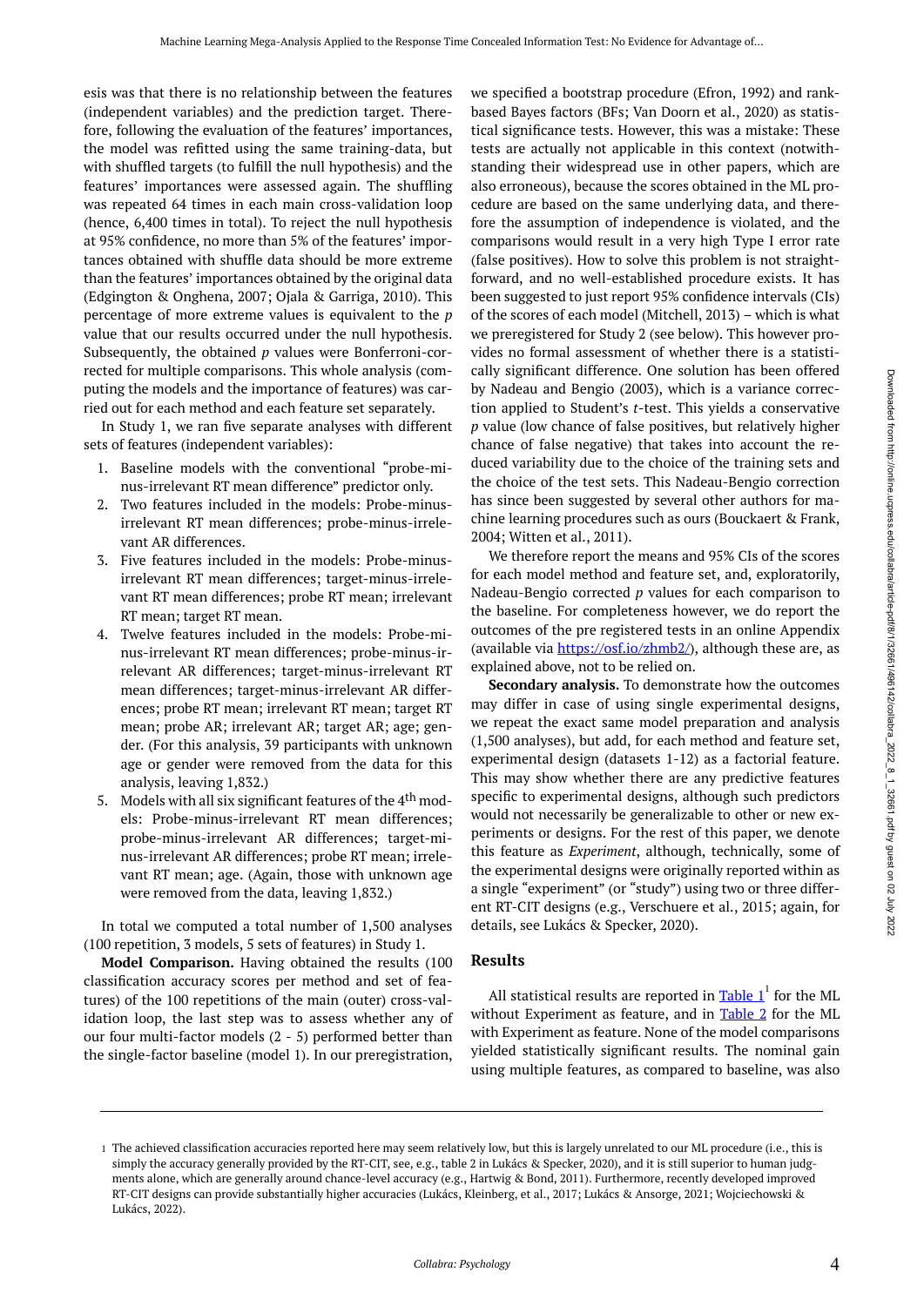esis was that there is no relationship between the features (independent variables) and the prediction target. Therefore, following the evaluation of the features' importances, the model was refitted using the same training-data, but with shuffled targets (to fulfill the null hypothesis) and the features' importances were assessed again. The shuffling was repeated 64 times in each main cross-validation loop (hence, 6,400 times in total). To reject the null hypothesis at 95% confidence, no more than 5% of the features' importances obtained with shuffle data should be more extreme than the features' importances obtained by the original data (Edgington & Onghena, 2007; Ojala & Garriga, 2010). This percentage of more extreme values is equivalent to the *p* value that our results occurred under the null hypothesis. Subsequently, the obtained *p* values were Bonferroni-corrected for multiple comparisons. This whole analysis (computing the models and the importance of features) was carried out for each method and each feature set separately.

In Study 1, we ran five separate analyses with different sets of features (independent variables):

1. Baseline models with the conventional "probe-minus-irrelevant RT mean difference" predictor only.
2. Two features included in the models: Probe-minus-irrelevant RT mean differences; probe-minus-irrelevant AR differences.
3. Five features included in the models: Probe-minus-irrelevant RT mean differences; target-minus-irrelevant RT mean differences; probe RT mean; irrelevant RT mean; target RT mean.
4. Twelve features included in the models: Probe-minus-irrelevant RT mean differences; probe-minus-irrelevant AR differences; target-minus-irrelevant RT mean differences; target-minus-irrelevant AR differences; probe RT mean; irrelevant RT mean; target RT mean; probe AR; irrelevant AR; target AR; age; gender. (For this analysis, 39 participants with unknown age or gender were removed from the data for this analysis, leaving 1,832.)
5. Models with all six significant features of the 4th models: Probe-minus-irrelevant RT mean differences; probe-minus-irrelevant AR differences; target-minus-irrelevant AR differences; probe RT mean; irrelevant RT mean; age. (Again, those with unknown age were removed from the data, leaving 1,832.)

In total we computed a total number of 1,500 analyses (100 repetition, 3 models, 5 sets of features) in Study 1.

**Model Comparison.** Having obtained the results (100 classification accuracy scores per method and set of features) of the 100 repetitions of the main (outer) cross-validation loop, the last step was to assess whether any of our four multi-factor models (2 - 5) performed better than the single-factor baseline (model 1). In our preregistration, we specified a bootstrap procedure (Efron, 1992) and rank-based Bayes factors (BFs; Van Doorn et al., 2020) as statistical significance tests. However, this was a mistake: These tests are actually not applicable in this context (notwithstanding their widespread use in other papers, which are also erroneous), because the scores obtained in the ML procedure are based on the same underlying data, and therefore the assumption of independence is violated, and the comparisons would result in a very high Type I error rate (false positives). How to solve this problem is not straightforward, and no well-established procedure exists. It has been suggested to just report 95% confidence intervals (CIs) of the scores of each model (Mitchell, 2013) – which is what we preregistered for Study 2 (see below). This however provides no formal assessment of whether there is a statistically significant difference. One solution has been offered by Nadeau and Bengio (2003), which is a variance correction applied to Student's *t*-test. This yields a conservative *p* value (low chance of false positives, but relatively higher chance of false negative) that takes into account the reduced variability due to the choice of the training sets and the choice of the test sets. This Nadeau-Bengio correction has since been suggested by several other authors for machine learning procedures such as ours (Bouckaert & Frank, 2004; Witten et al., 2011).

We therefore report the means and 95% CIs of the scores for each model method and feature set, and, exploratorily, Nadeau-Bengio corrected *p* values for each comparison to the baseline. For completeness however, we do report the outcomes of the pre registered tests in an online Appendix (available via https://osf.io/zhmb2/), although these are, as explained above, not to be relied on.

**Secondary analysis.** To demonstrate how the outcomes may differ in case of using single experimental designs, we repeat the exact same model preparation and analysis (1,500 analyses), but add, for each method and feature set, experimental design (datasets 1-12) as a factorial feature. This may show whether there are any predictive features specific to experimental designs, although such predictors would not necessarily be generalizable to other or new experiments or designs. For the rest of this paper, we denote this feature as *Experiment*, although, technically, some of the experimental designs were originally reported within as a single "experiment" (or "study") using two or three different RT-CIT designs (e.g., Verschuere et al., 2015; again, for details, see Lukács & Specker, 2020).

## Results

All statistical results are reported in Table 1[1] for the ML without Experiment as feature, and in Table 2 for the ML with Experiment as feature. None of the model comparisons yielded statistically significant results. The nominal gain using multiple features, as compared to baseline, was also

---

1 The achieved classification accuracies reported here may seem relatively low, but this is largely unrelated to our ML procedure (i.e., this is simply the accuracy generally provided by the RT-CIT, see, e.g., table 2 in Lukács & Specker, 2020), and it is still superior to human judgments alone, which are generally around chance-level accuracy (e.g., Hartwig & Bond, 2011). Furthermore, recently developed improved RT-CIT designs can provide substantially higher accuracies (Lukács, Kleinberg, et al., 2017; Lukács & Ansorge, 2021; Wojciechowski & Lukács, 2022).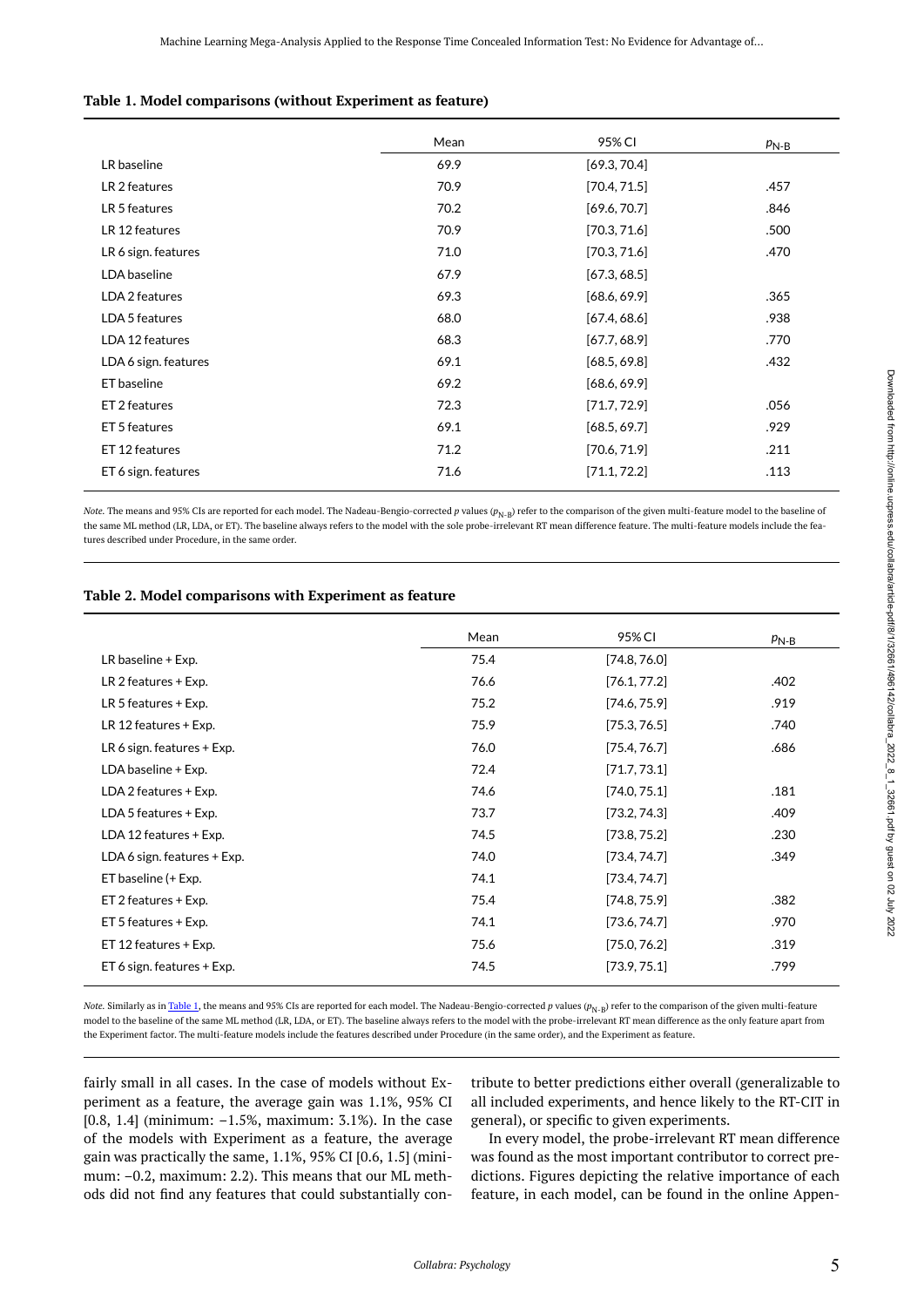**Table 1. Model comparisons (without Experiment as feature)**

| | Mean | 95% CI | $p_{\text{N-B}}$ |
|---|---|---|---|
| LR baseline | 69.9 | [69.3, 70.4] | |
| LR 2 features | 70.9 | [70.4, 71.5] | .457 |
| LR 5 features | 70.2 | [69.6, 70.7] | .846 |
| LR 12 features | 70.9 | [70.3, 71.6] | .500 |
| LR 6 sign. features | 71.0 | [70.3, 71.6] | .470 |
| LDA baseline | 67.9 | [67.3, 68.5] | |
| LDA 2 features | 69.3 | [68.6, 69.9] | .365 |
| LDA 5 features | 68.0 | [67.4, 68.6] | .938 |
| LDA 12 features | 68.3 | [67.7, 68.9] | .770 |
| LDA 6 sign. features | 69.1 | [68.5, 69.8] | .432 |
| ET baseline | 69.2 | [68.6, 69.9] | |
| ET 2 features | 72.3 | [71.7, 72.9] | .056 |
| ET 5 features | 69.1 | [68.5, 69.7] | .929 |
| ET 12 features | 71.2 | [70.6, 71.9] | .211 |
| ET 6 sign. features | 71.6 | [71.1, 72.2] | .113 |

*Note.* The means and 95% CIs are reported for each model. The Nadeau-Bengio-corrected *p* values ($p_{\text{N-B}}$) refer to the comparison of the given multi-feature model to the baseline of the same ML method (LR, LDA, or ET). The baseline always refers to the model with the sole probe-irrelevant RT mean difference feature. The multi-feature models include the features described under Procedure, in the same order.

**Table 2. Model comparisons with Experiment as feature**

| | Mean | 95% CI | $p_{\text{N-B}}$ |
|---|---|---|---|
| LR baseline + Exp. | 75.4 | [74.8, 76.0] | |
| LR 2 features + Exp. | 76.6 | [76.1, 77.2] | .402 |
| LR 5 features + Exp. | 75.2 | [74.6, 75.9] | .919 |
| LR 12 features + Exp. | 75.9 | [75.3, 76.5] | .740 |
| LR 6 sign. features + Exp. | 76.0 | [75.4, 76.7] | .686 |
| LDA baseline + Exp. | 72.4 | [71.7, 73.1] | |
| LDA 2 features + Exp. | 74.6 | [74.0, 75.1] | .181 |
| LDA 5 features + Exp. | 73.7 | [73.2, 74.3] | .409 |
| LDA 12 features + Exp. | 74.5 | [73.8, 75.2] | .230 |
| LDA 6 sign. features + Exp. | 74.0 | [73.4, 74.7] | .349 |
| ET baseline (+ Exp. | 74.1 | [73.4, 74.7] | |
| ET 2 features + Exp. | 75.4 | [74.8, 75.9] | .382 |
| ET 5 features + Exp. | 74.1 | [73.6, 74.7] | .970 |
| ET 12 features + Exp. | 75.6 | [75.0, 76.2] | .319 |
| ET 6 sign. features + Exp. | 74.5 | [73.9, 75.1] | .799 |

*Note.* Similarly as in Table 1, the means and 95% CIs are reported for each model. The Nadeau-Bengio-corrected *p* values ($p_{\text{N-B}}$) refer to the comparison of the given multi-feature model to the baseline of the same ML method (LR, LDA, or ET). The baseline always refers to the model with the probe-irrelevant RT mean difference as the only feature apart from the Experiment factor. The multi-feature models include the features described under Procedure (in the same order), and the Experiment as feature.

fairly small in all cases. In the case of models without Experiment as a feature, the average gain was 1.1%, 95% CI [0.8, 1.4] (minimum: −1.5%, maximum: 3.1%). In the case of the models with Experiment as a feature, the average gain was practically the same, 1.1%, 95% CI [0.6, 1.5] (minimum: −0.2, maximum: 2.2). This means that our ML methods did not find any features that could substantially contribute to better predictions either overall (generalizable to all included experiments, and hence likely to the RT-CIT in general), or specific to given experiments.

In every model, the probe-irrelevant RT mean difference was found as the most important contributor to correct predictions. Figures depicting the relative importance of each feature, in each model, can be found in the online Appen-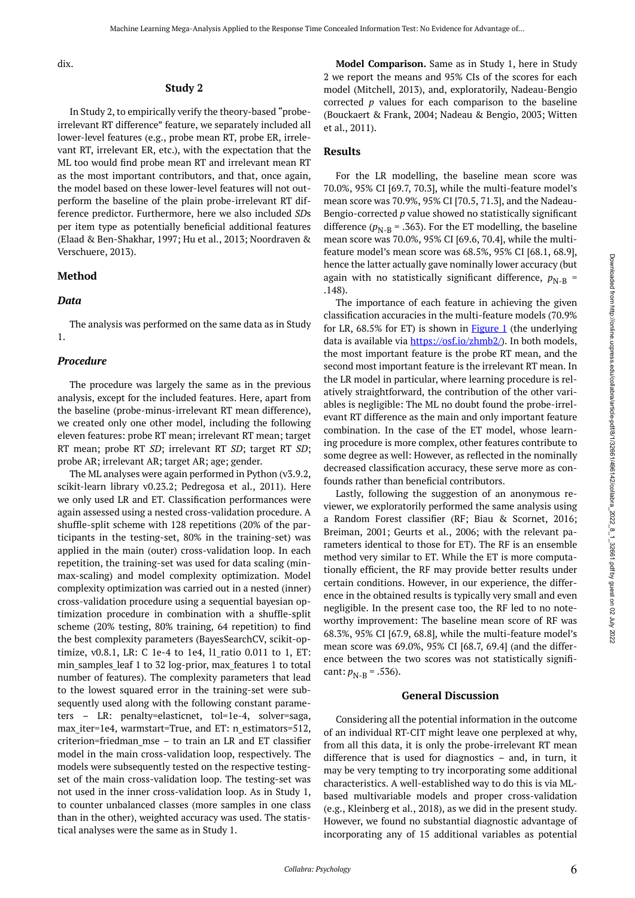dix.

## Study 2

In Study 2, to empirically verify the theory-based "probe-irrelevant RT difference" feature, we separately included all lower-level features (e.g., probe mean RT, probe ER, irrelevant RT, irrelevant ER, etc.), with the expectation that the ML too would find probe mean RT and irrelevant mean RT as the most important contributors, and that, once again, the model based on these lower-level features will not outperform the baseline of the plain probe-irrelevant RT difference predictor. Furthermore, here we also included *SD*s per item type as potentially beneficial additional features (Elaad & Ben-Shakhar, 1997; Hu et al., 2013; Noordraven & Verschuere, 2013).

### Method

#### *Data*

The analysis was performed on the same data as in Study 1.

#### *Procedure*

The procedure was largely the same as in the previous analysis, except for the included features. Here, apart from the baseline (probe-minus-irrelevant RT mean difference), we created only one other model, including the following eleven features: probe RT mean; irrelevant RT mean; target RT mean; probe RT *SD*; irrelevant RT *SD*; target RT *SD*; probe AR; irrelevant AR; target AR; age; gender.

The ML analyses were again performed in Python (v3.9.2, scikit-learn library v0.23.2; Pedregosa et al., 2011). Here we only used LR and ET. Classification performances were again assessed using a nested cross-validation procedure. A shuffle-split scheme with 128 repetitions (20% of the participants in the testing-set, 80% in the training-set) was applied in the main (outer) cross-validation loop. In each repetition, the training-set was used for data scaling (min-max-scaling) and model complexity optimization. Model complexity optimization was carried out in a nested (inner) cross-validation procedure using a sequential bayesian optimization procedure in combination with a shuffle-split scheme (20% testing, 80% training, 64 repetition) to find the best complexity parameters (BayesSearchCV, scikit-optimize, v0.8.1, LR: C 1e-4 to 1e4, l1_ratio 0.011 to 1, ET: min_samples_leaf 1 to 32 log-prior, max_features 1 to total number of features). The complexity parameters that lead to the lowest squared error in the training-set were subsequently used along with the following constant parameters – LR: penalty=elasticnet, tol=1e-4, solver=saga, max_iter=1e4, warmstart=True, and ET: n_estimators=512, criterion=friedman_mse – to train an LR and ET classifier model in the main cross-validation loop, respectively. The models were subsequently tested on the respective testing-set of the main cross-validation loop. The testing-set was not used in the inner cross-validation loop. As in Study 1, to counter unbalanced classes (more samples in one class than in the other), weighted accuracy was used. The statistical analyses were the same as in Study 1.

**Model Comparison.** Same as in Study 1, here in Study 2 we report the means and 95% CIs of the scores for each model (Mitchell, 2013), and, exploratorily, Nadeau-Bengio corrected *p* values for each comparison to the baseline (Bouckaert & Frank, 2004; Nadeau & Bengio, 2003; Witten et al., 2011).

### Results

For the LR modelling, the baseline mean score was 70.0%, 95% CI [69.7, 70.3], while the multi-feature model's mean score was 70.9%, 95% CI [70.5, 71.3], and the Nadeau-Bengio-corrected *p* value showed no statistically significant difference ($p_{N\text{-}B}$ = .363). For the ET modelling, the baseline mean score was 70.0%, 95% CI [69.6, 70.4], while the multi-feature model's mean score was 68.5%, 95% CI [68.1, 68.9], hence the latter actually gave nominally lower accuracy (but again with no statistically significant difference, $p_{N\text{-}B}$ = .148).

The importance of each feature in achieving the given classification accuracies in the multi-feature models (70.9% for LR, 68.5% for ET) is shown in Figure 1 (the underlying data is available via https://osf.io/zhmb2/). In both models, the most important feature is the probe RT mean, and the second most important feature is the irrelevant RT mean. In the LR model in particular, where learning procedure is relatively straightforward, the contribution of the other variables is negligible: The ML no doubt found the probe-irrelevant RT difference as the main and only important feature combination. In the case of the ET model, whose learning procedure is more complex, other features contribute to some degree as well: However, as reflected in the nominally decreased classification accuracy, these serve more as confounds rather than beneficial contributors.

Lastly, following the suggestion of an anonymous reviewer, we exploratorily performed the same analysis using a Random Forest classifier (RF; Biau & Scornet, 2016; Breiman, 2001; Geurts et al., 2006; with the relevant parameters identical to those for ET). The RF is an ensemble method very similar to ET. While the ET is more computationally efficient, the RF may provide better results under certain conditions. However, in our experience, the difference in the obtained results is typically very small and even negligible. In the present case too, the RF led to no noteworthy improvement: The baseline mean score of RF was 68.3%, 95% CI [67.9, 68.8], while the multi-feature model's mean score was 69.0%, 95% CI [68.7, 69.4] (and the difference between the two scores was not statistically significant: $p_{N\text{-}B}$ = .536).

## General Discussion

Considering all the potential information in the outcome of an individual RT-CIT might leave one perplexed at why, from all this data, it is only the probe-irrelevant RT mean difference that is used for diagnostics – and, in turn, it may be very tempting to try incorporating some additional characteristics. A well-established way to do this is via ML-based multivariable models and proper cross-validation (e.g., Kleinberg et al., 2018), as we did in the present study. However, we found no substantial diagnostic advantage of incorporating any of 15 additional variables as potential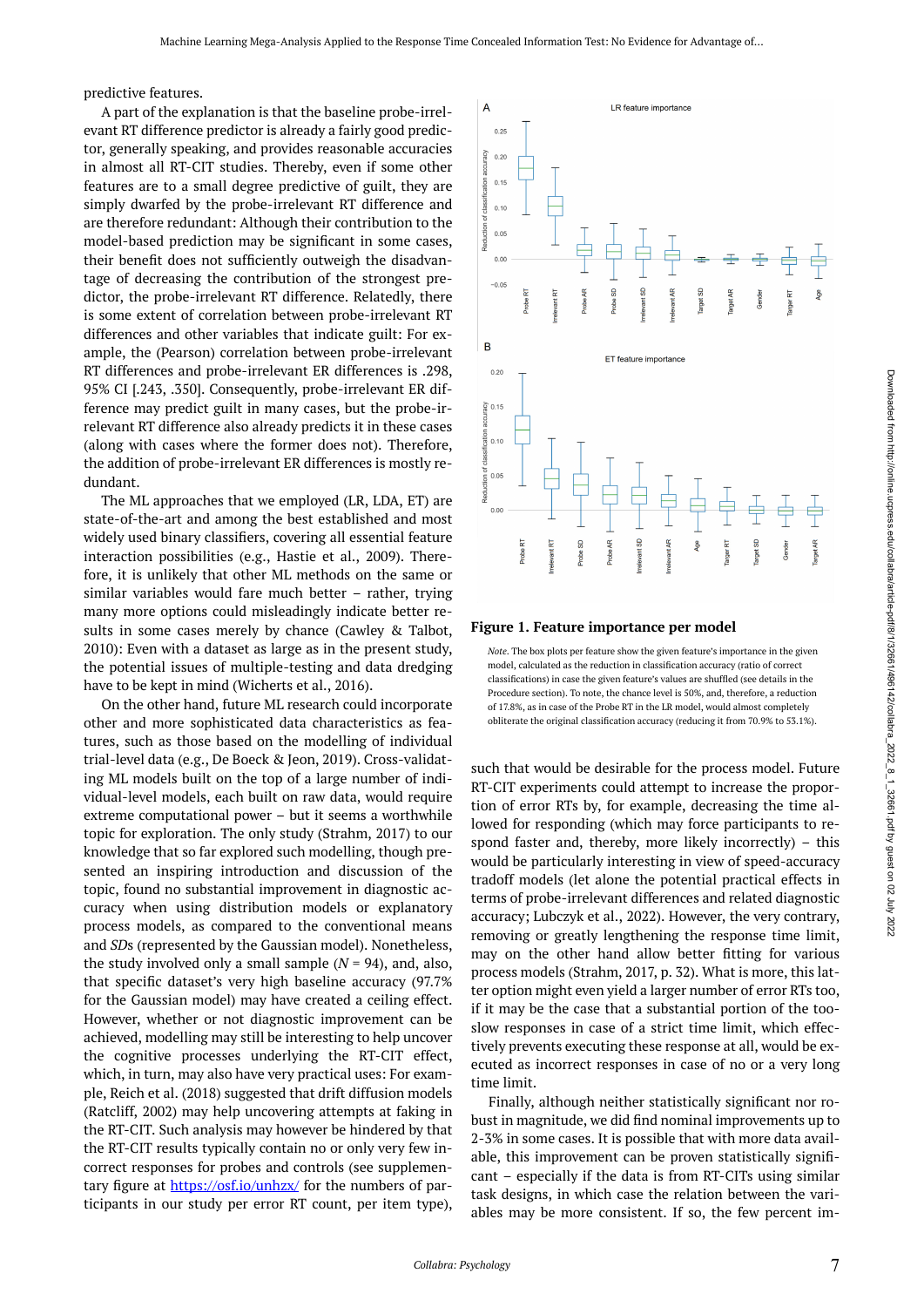predictive features.

A part of the explanation is that the baseline probe-irrelevant RT difference predictor is already a fairly good predictor, generally speaking, and provides reasonable accuracies in almost all RT-CIT studies. Thereby, even if some other features are to a small degree predictive of guilt, they are simply dwarfed by the probe-irrelevant RT difference and are therefore redundant: Although their contribution to the model-based prediction may be significant in some cases, their benefit does not sufficiently outweigh the disadvantage of decreasing the contribution of the strongest predictor, the probe-irrelevant RT difference. Relatedly, there is some extent of correlation between probe-irrelevant RT differences and other variables that indicate guilt: For example, the (Pearson) correlation between probe-irrelevant RT differences and probe-irrelevant ER differences is .298, 95% CI [.243, .350]. Consequently, probe-irrelevant ER difference may predict guilt in many cases, but the probe-irrelevant RT difference also already predicts it in these cases (along with cases where the former does not). Therefore, the addition of probe-irrelevant ER differences is mostly redundant.

The ML approaches that we employed (LR, LDA, ET) are state-of-the-art and among the best established and most widely used binary classifiers, covering all essential feature interaction possibilities (e.g., Hastie et al., 2009). Therefore, it is unlikely that other ML methods on the same or similar variables would fare much better – rather, trying many more options could misleadingly indicate better results in some cases merely by chance (Cawley & Talbot, 2010): Even with a dataset as large as in the present study, the potential issues of multiple-testing and data dredging have to be kept in mind (Wicherts et al., 2016).

On the other hand, future ML research could incorporate other and more sophisticated data characteristics as features, such as those based on the modelling of individual trial-level data (e.g., De Boeck & Jeon, 2019). Cross-validating ML models built on the top of a large number of individual-level models, each built on raw data, would require extreme computational power – but it seems a worthwhile topic for exploration. The only study (Strahm, 2017) to our knowledge that so far explored such modelling, though presented an inspiring introduction and discussion of the topic, found no substantial improvement in diagnostic accuracy when using distribution models or explanatory process models, as compared to the conventional means and *SD*s (represented by the Gaussian model). Nonetheless, the study involved only a small sample ($N$ = 94), and, also, that specific dataset's very high baseline accuracy (97.7% for the Gaussian model) may have created a ceiling effect. However, whether or not diagnostic improvement can be achieved, modelling may still be interesting to help uncover the cognitive processes underlying the RT-CIT effect, which, in turn, may also have very practical uses: For example, Reich et al. (2018) suggested that drift diffusion models (Ratcliff, 2002) may help uncovering attempts at faking in the RT-CIT. Such analysis may however be hindered by that the RT-CIT results typically contain no or only very few incorrect responses for probes and controls (see supplementary figure at https://osf.io/unhzx/ for the numbers of participants in our study per error RT count, per item type), such that would be desirable for the process model. Future RT-CIT experiments could attempt to increase the proportion of error RTs by, for example, decreasing the time allowed for responding (which may force participants to respond faster and, thereby, more likely incorrectly) – this would be particularly interesting in view of speed-accuracy tradoff models (let alone the potential practical effects in terms of probe-irrelevant differences and related diagnostic accuracy; Lubczyk et al., 2022). However, the very contrary, removing or greatly lengthening the response time limit, may on the other hand allow better fitting for various process models (Strahm, 2017, p. 32). What is more, this latter option might even yield a larger number of error RTs too, if it may be the case that a substantial portion of the too-slow responses in case of a strict time limit, which effectively prevents executing these response at all, would be executed as incorrect responses in case of no or a very long time limit.

**Figure 1. Feature importance per model**

*Note*. The box plots per feature show the given feature's importance in the given model, calculated as the reduction in classification accuracy (ratio of correct classifications) in case the given feature's values are shuffled (see details in the Procedure section). To note, the chance level is 50%, and, therefore, a reduction of 17.8%, as in case of the Probe RT in the LR model, would almost completely obliterate the original classification accuracy (reducing it from 70.9% to 53.1%).

Finally, although neither statistically significant nor robust in magnitude, we did find nominal improvements up to 2-3% in some cases. It is possible that with more data available, this improvement can be proven statistically significant – especially if the data is from RT-CITs using similar task designs, in which case the relation between the variables may be more consistent. If so, the few percent im-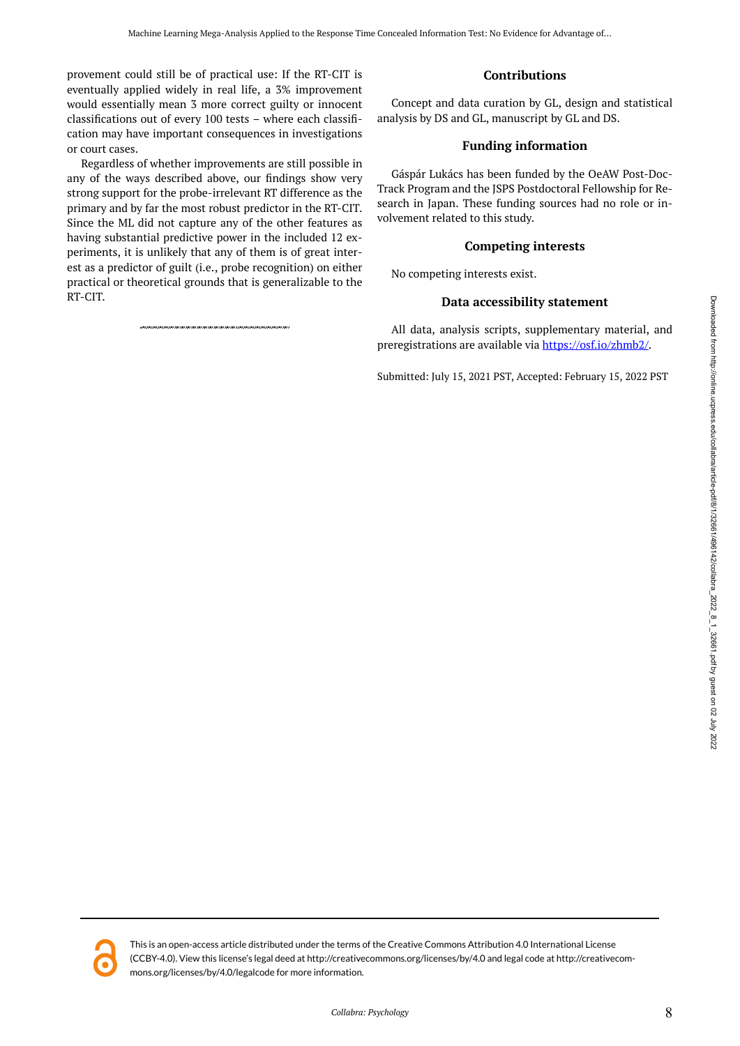provement could still be of practical use: If the RT-CIT is eventually applied widely in real life, a 3% improvement would essentially mean 3 more correct guilty or innocent classifications out of every 100 tests – where each classification may have important consequences in investigations or court cases.

Regardless of whether improvements are still possible in any of the ways described above, our findings show very strong support for the probe-irrelevant RT difference as the primary and by far the most robust predictor in the RT-CIT. Since the ML did not capture any of the other features as having substantial predictive power in the included 12 experiments, it is unlikely that any of them is of great interest as a predictor of guilt (i.e., probe recognition) on either practical or theoretical grounds that is generalizable to the RT-CIT.

## Contributions

Concept and data curation by GL, design and statistical analysis by DS and GL, manuscript by GL and DS.

## Funding information

Gáspár Lukács has been funded by the OeAW Post-Doc-Track Program and the JSPS Postdoctoral Fellowship for Research in Japan. These funding sources had no role or involvement related to this study.

## Competing interests

No competing interests exist.

## Data accessibility statement

All data, analysis scripts, supplementary material, and preregistrations are available via https://osf.io/zhmb2/.

Submitted: July 15, 2021 PST, Accepted: February 15, 2022 PST

This is an open-access article distributed under the terms of the Creative Commons Attribution 4.0 International License (CCBY-4.0). View this license's legal deed at http://creativecommons.org/licenses/by/4.0 and legal code at http://creativecommons.org/licenses/by/4.0/legalcode for more information.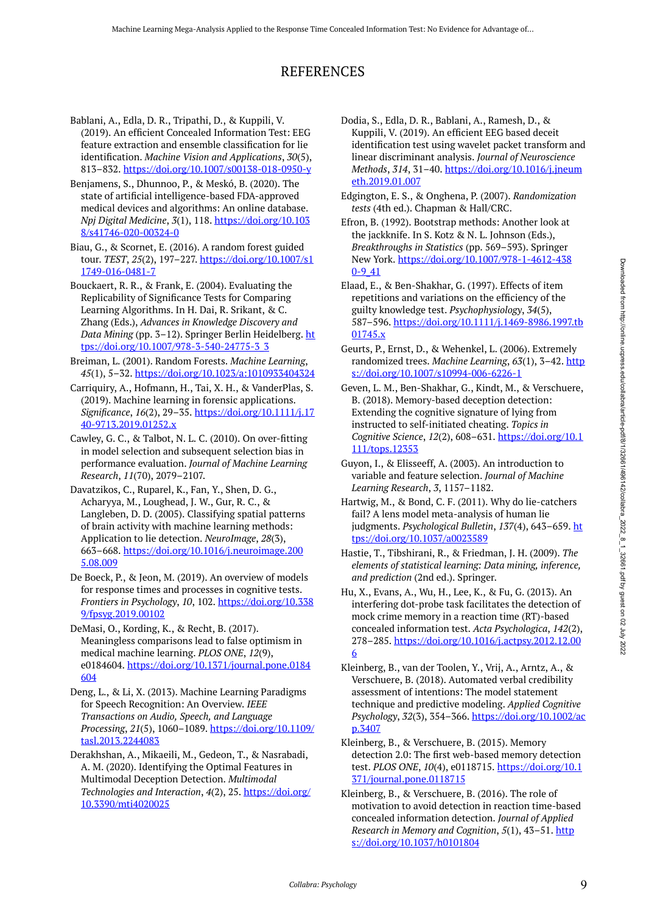# REFERENCES

Bablani, A., Edla, D. R., Tripathi, D., & Kuppili, V. (2019). An efficient Concealed Information Test: EEG feature extraction and ensemble classification for lie identification. *Machine Vision and Applications*, *30*(5), 813–832. https://doi.org/10.1007/s00138-018-0950-y

Benjamens, S., Dhunnoo, P., & Meskó, B. (2020). The state of artificial intelligence-based FDA-approved medical devices and algorithms: An online database. *Npj Digital Medicine*, *3*(1), 118. https://doi.org/10.1038/s41746-020-00324-0

Biau, G., & Scornet, E. (2016). A random forest guided tour. *TEST*, *25*(2), 197–227. https://doi.org/10.1007/s11749-016-0481-7

Bouckaert, R. R., & Frank, E. (2004). Evaluating the Replicability of Significance Tests for Comparing Learning Algorithms. In H. Dai, R. Srikant, & C. Zhang (Eds.), *Advances in Knowledge Discovery and Data Mining* (pp. 3–12). Springer Berlin Heidelberg. https://doi.org/10.1007/978-3-540-24775-3_3

Breiman, L. (2001). Random Forests. *Machine Learning*, *45*(1), 5–32. https://doi.org/10.1023/a:1010933404324

Carriquiry, A., Hofmann, H., Tai, X. H., & VanderPlas, S. (2019). Machine learning in forensic applications. *Significance*, *16*(2), 29–35. https://doi.org/10.1111/j.1740-9713.2019.01252.x

Cawley, G. C., & Talbot, N. L. C. (2010). On over-fitting in model selection and subsequent selection bias in performance evaluation. *Journal of Machine Learning Research*, *11*(70), 2079–2107.

Davatzikos, C., Ruparel, K., Fan, Y., Shen, D. G., Acharyya, M., Loughead, J. W., Gur, R. C., & Langleben, D. D. (2005). Classifying spatial patterns of brain activity with machine learning methods: Application to lie detection. *NeuroImage*, *28*(3), 663–668. https://doi.org/10.1016/j.neuroimage.2005.08.009

De Boeck, P., & Jeon, M. (2019). An overview of models for response times and processes in cognitive tests. *Frontiers in Psychology*, *10*, 102. https://doi.org/10.3389/fpsyg.2019.00102

DeMasi, O., Kording, K., & Recht, B. (2017). Meaningless comparisons lead to false optimism in medical machine learning. *PLOS ONE*, *12*(9), e0184604. https://doi.org/10.1371/journal.pone.0184604

Deng, L., & Li, X. (2013). Machine Learning Paradigms for Speech Recognition: An Overview. *IEEE Transactions on Audio, Speech, and Language Processing*, *21*(5), 1060–1089. https://doi.org/10.1109/tasl.2013.2244083

Derakhshan, A., Mikaeili, M., Gedeon, T., & Nasrabadi, A. M. (2020). Identifying the Optimal Features in Multimodal Deception Detection. *Multimodal Technologies and Interaction*, *4*(2), 25. https://doi.org/10.3390/mti4020025

Dodia, S., Edla, D. R., Bablani, A., Ramesh, D., & Kuppili, V. (2019). An efficient EEG based deceit identification test using wavelet packet transform and linear discriminant analysis. *Journal of Neuroscience Methods*, *314*, 31–40. https://doi.org/10.1016/j.jneumeth.2019.01.007

Edgington, E. S., & Onghena, P. (2007). *Randomization tests* (4th ed.). Chapman & Hall/CRC.

Efron, B. (1992). Bootstrap methods: Another look at the jackknife. In S. Kotz & N. L. Johnson (Eds.), *Breakthroughs in Statistics* (pp. 569–593). Springer New York. https://doi.org/10.1007/978-1-4612-4380-9_41

Elaad, E., & Ben-Shakhar, G. (1997). Effects of item repetitions and variations on the efficiency of the guilty knowledge test. *Psychophysiology*, *34*(5), 587–596. https://doi.org/10.1111/j.1469-8986.1997.tb01745.x

Geurts, P., Ernst, D., & Wehenkel, L. (2006). Extremely randomized trees. *Machine Learning*, *63*(1), 3–42. https://doi.org/10.1007/s10994-006-6226-1

Geven, L. M., Ben-Shakhar, G., Kindt, M., & Verschuere, B. (2018). Memory-based deception detection: Extending the cognitive signature of lying from instructed to self-initiated cheating. *Topics in Cognitive Science*, *12*(2), 608–631. https://doi.org/10.1111/tops.12353

Guyon, I., & Elisseeff, A. (2003). An introduction to variable and feature selection. *Journal of Machine Learning Research*, *3*, 1157–1182.

Hartwig, M., & Bond, C. F. (2011). Why do lie-catchers fail? A lens model meta-analysis of human lie judgments. *Psychological Bulletin*, *137*(4), 643–659. https://doi.org/10.1037/a0023589

Hastie, T., Tibshirani, R., & Friedman, J. H. (2009). *The elements of statistical learning: Data mining, inference, and prediction* (2nd ed.). Springer.

Hu, X., Evans, A., Wu, H., Lee, K., & Fu, G. (2013). An interfering dot-probe task facilitates the detection of mock crime memory in a reaction time (RT)-based concealed information test. *Acta Psychologica*, *142*(2), 278–285. https://doi.org/10.1016/j.actpsy.2012.12.006

Kleinberg, B., van der Toolen, Y., Vrij, A., Arntz, A., & Verschuere, B. (2018). Automated verbal credibility assessment of intentions: The model statement technique and predictive modeling. *Applied Cognitive Psychology*, *32*(3), 354–366. https://doi.org/10.1002/acp.3407

Kleinberg, B., & Verschuere, B. (2015). Memory detection 2.0: The first web-based memory detection test. *PLOS ONE*, *10*(4), e0118715. https://doi.org/10.1371/journal.pone.0118715

Kleinberg, B., & Verschuere, B. (2016). The role of motivation to avoid detection in reaction time-based concealed information detection. *Journal of Applied Research in Memory and Cognition*, *5*(1), 43–51. https://doi.org/10.1037/h0101804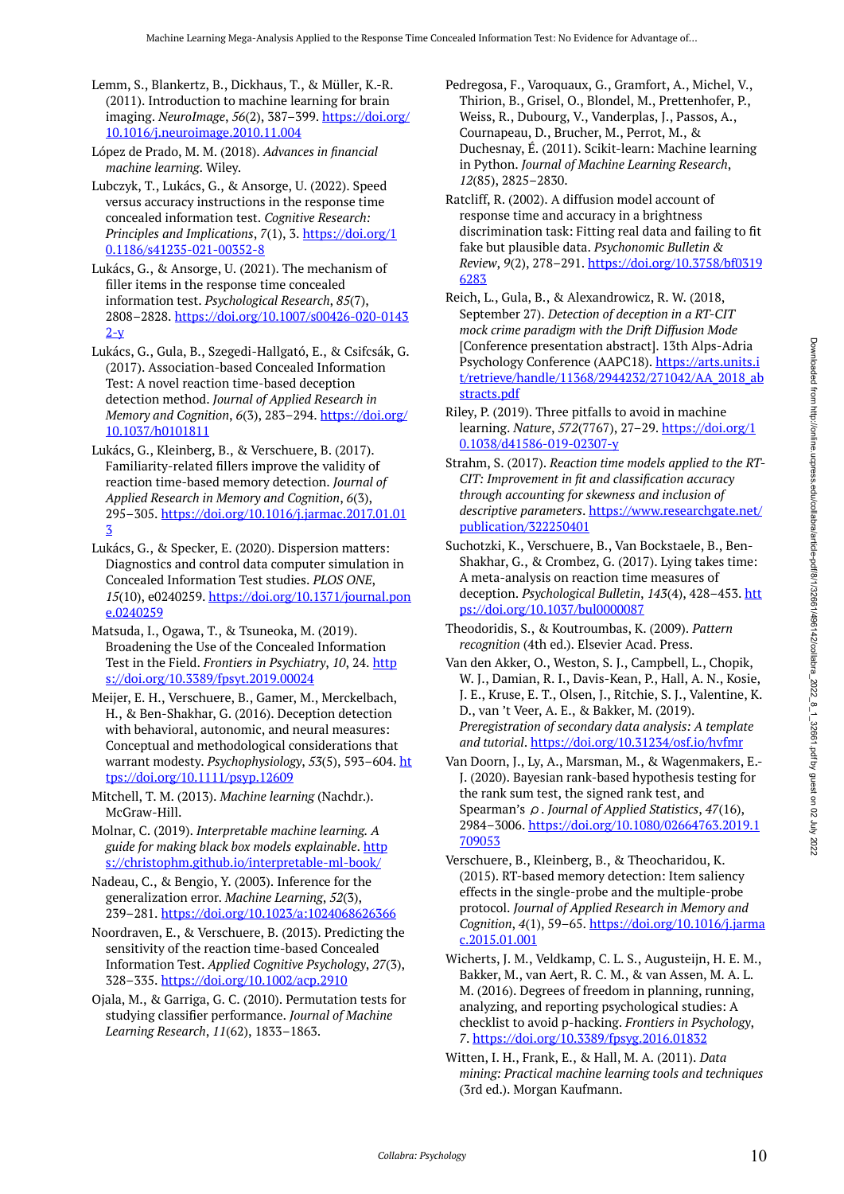Lemm, S., Blankertz, B., Dickhaus, T., & Müller, K.-R. (2011). Introduction to machine learning for brain imaging. *NeuroImage*, *56*(2), 387–399. https://doi.org/10.1016/j.neuroimage.2010.11.004

López de Prado, M. M. (2018). *Advances in financial machine learning*. Wiley.

Lubczyk, T., Lukács, G., & Ansorge, U. (2022). Speed versus accuracy instructions in the response time concealed information test. *Cognitive Research: Principles and Implications*, *7*(1), 3. https://doi.org/10.1186/s41235-021-00352-8

Lukács, G., & Ansorge, U. (2021). The mechanism of filler items in the response time concealed information test. *Psychological Research*, *85*(7), 2808–2828. https://doi.org/10.1007/s00426-020-01432-y

Lukács, G., Gula, B., Szegedi-Hallgató, E., & Csifcsák, G. (2017). Association-based Concealed Information Test: A novel reaction time-based deception detection method. *Journal of Applied Research in Memory and Cognition*, *6*(3), 283–294. https://doi.org/10.1037/h0101811

Lukács, G., Kleinberg, B., & Verschuere, B. (2017). Familiarity-related fillers improve the validity of reaction time-based memory detection. *Journal of Applied Research in Memory and Cognition*, *6*(3), 295–305. https://doi.org/10.1016/j.jarmac.2017.01.013

Lukács, G., & Specker, E. (2020). Dispersion matters: Diagnostics and control data computer simulation in Concealed Information Test studies. *PLOS ONE*, *15*(10), e0240259. https://doi.org/10.1371/journal.pone.0240259

Matsuda, I., Ogawa, T., & Tsuneoka, M. (2019). Broadening the Use of the Concealed Information Test in the Field. *Frontiers in Psychiatry*, *10*, 24. https://doi.org/10.3389/fpsyt.2019.00024

Meijer, E. H., Verschuere, B., Gamer, M., Merckelbach, H., & Ben-Shakhar, G. (2016). Deception detection with behavioral, autonomic, and neural measures: Conceptual and methodological considerations that warrant modesty. *Psychophysiology*, *53*(5), 593–604. https://doi.org/10.1111/psyp.12609

Mitchell, T. M. (2013). *Machine learning* (Nachdr.). McGraw-Hill.

Molnar, C. (2019). *Interpretable machine learning. A guide for making black box models explainable*. https://christophm.github.io/interpretable-ml-book/

Nadeau, C., & Bengio, Y. (2003). Inference for the generalization error. *Machine Learning*, *52*(3), 239–281. https://doi.org/10.1023/a:1024068626366

Noordraven, E., & Verschuere, B. (2013). Predicting the sensitivity of the reaction time-based Concealed Information Test. *Applied Cognitive Psychology*, *27*(3), 328–335. https://doi.org/10.1002/acp.2910

Ojala, M., & Garriga, G. C. (2010). Permutation tests for studying classifier performance. *Journal of Machine Learning Research*, *11*(62), 1833–1863.

Pedregosa, F., Varoquaux, G., Gramfort, A., Michel, V., Thirion, B., Grisel, O., Blondel, M., Prettenhofer, P., Weiss, R., Dubourg, V., Vanderplas, J., Passos, A., Cournapeau, D., Brucher, M., Perrot, M., & Duchesnay, É. (2011). Scikit-learn: Machine learning in Python. *Journal of Machine Learning Research*, *12*(85), 2825–2830.

Ratcliff, R. (2002). A diffusion model account of response time and accuracy in a brightness discrimination task: Fitting real data and failing to fit fake but plausible data. *Psychonomic Bulletin & Review*, *9*(2), 278–291. https://doi.org/10.3758/bf03196283

Reich, L., Gula, B., & Alexandrowicz, R. W. (2018, September 27). *Detection of deception in a RT-CIT mock crime paradigm with the Drift Diffusion Mode* [Conference presentation abstract]. 13th Alps-Adria Psychology Conference (AAPC18). https://arts.units.it/retrieve/handle/11368/2944232/271042/AA_2018_abstracts.pdf

Riley, P. (2019). Three pitfalls to avoid in machine learning. *Nature*, *572*(7767), 27–29. https://doi.org/10.1038/d41586-019-02307-y

Strahm, S. (2017). *Reaction time models applied to the RT-CIT: Improvement in fit and classification accuracy through accounting for skewness and inclusion of descriptive parameters*. https://www.researchgate.net/publication/322250401

Suchotzki, K., Verschuere, B., Van Bockstaele, B., Ben-Shakhar, G., & Crombez, G. (2017). Lying takes time: A meta-analysis on reaction time measures of deception. *Psychological Bulletin*, *143*(4), 428–453. https://doi.org/10.1037/bul0000087

Theodoridis, S., & Koutroumbas, K. (2009). *Pattern recognition* (4th ed.). Elsevier Acad. Press.

Van den Akker, O., Weston, S. J., Campbell, L., Chopik, W. J., Damian, R. I., Davis-Kean, P., Hall, A. N., Kosie, J. E., Kruse, E. T., Olsen, J., Ritchie, S. J., Valentine, K. D., van 't Veer, A. E., & Bakker, M. (2019). *Preregistration of secondary data analysis: A template and tutorial*. https://doi.org/10.31234/osf.io/hvfmr

Van Doorn, J., Ly, A., Marsman, M., & Wagenmakers, E.-J. (2020). Bayesian rank-based hypothesis testing for the rank sum test, the signed rank test, and Spearman's $\rho$. *Journal of Applied Statistics*, *47*(16), 2984–3006. https://doi.org/10.1080/02664763.2019.1709053

Verschuere, B., Kleinberg, B., & Theocharidou, K. (2015). RT-based memory detection: Item saliency effects in the single-probe and the multiple-probe protocol. *Journal of Applied Research in Memory and Cognition*, *4*(1), 59–65. https://doi.org/10.1016/j.jarmac.2015.01.001

Wicherts, J. M., Veldkamp, C. L. S., Augusteijn, H. E. M., Bakker, M., van Aert, R. C. M., & van Assen, M. A. L. M. (2016). Degrees of freedom in planning, running, analyzing, and reporting psychological studies: A checklist to avoid p-hacking. *Frontiers in Psychology*, *7*. https://doi.org/10.3389/fpsyg.2016.01832

Witten, I. H., Frank, E., & Hall, M. A. (2011). *Data mining: Practical machine learning tools and techniques* (3rd ed.). Morgan Kaufmann.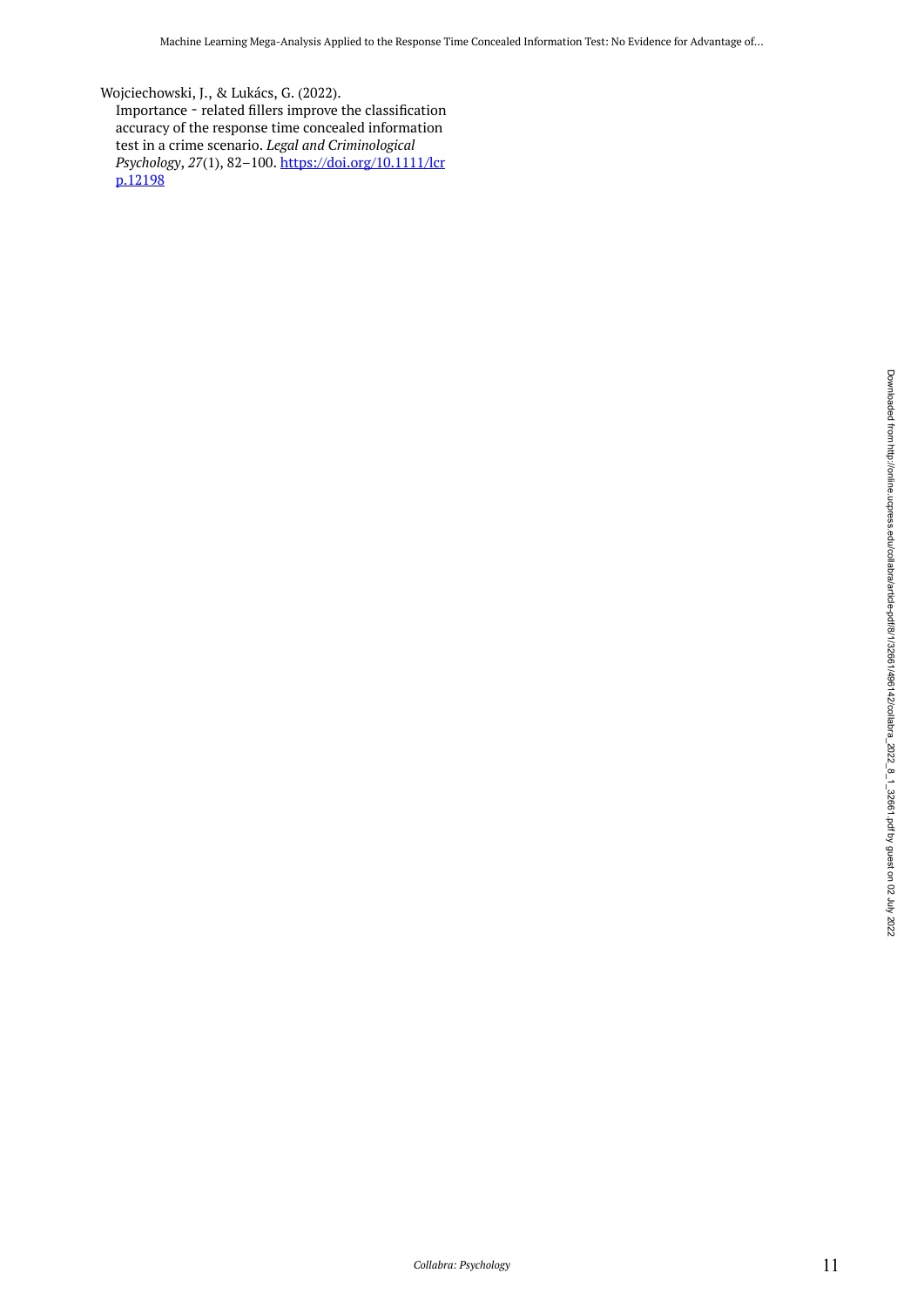Wojciechowski, J., & Lukács, G. (2022). Importance‐related fillers improve the classification accuracy of the response time concealed information test in a crime scenario. *Legal and Criminological Psychology*, *27*(1), 82–100. https://doi.org/10.1111/lcrp.12198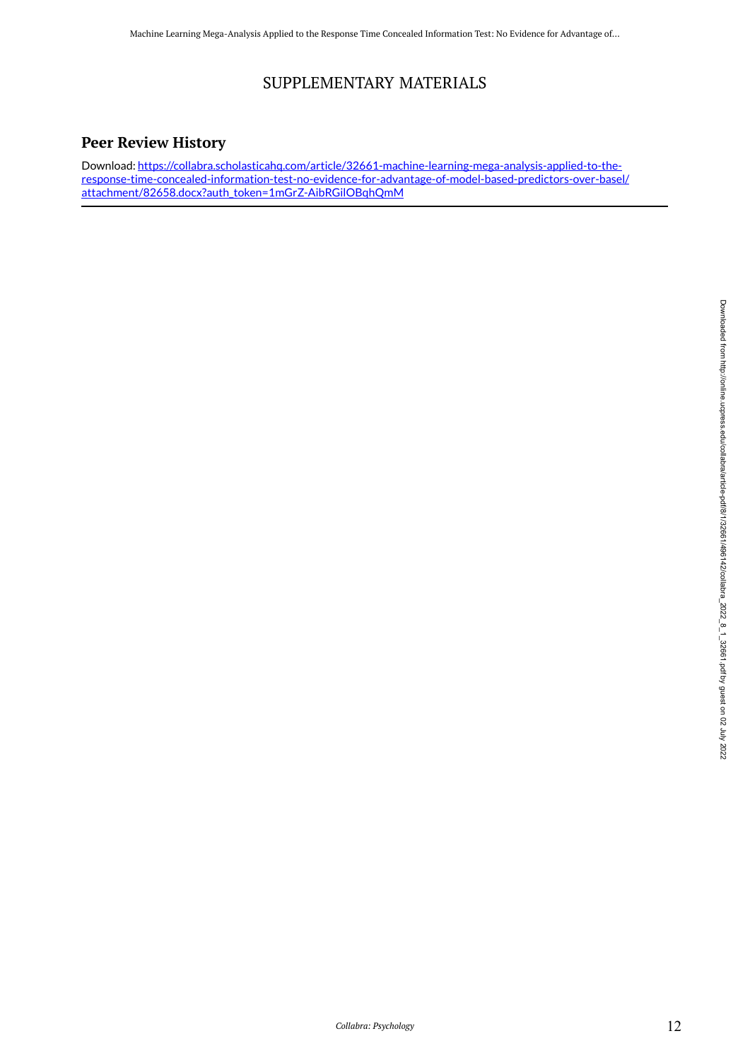# SUPPLEMENTARY MATERIALS

## Peer Review History

Download: https://collabra.scholasticahq.com/article/32661-machine-learning-mega-analysis-applied-to-the-response-time-concealed-information-test-no-evidence-for-advantage-of-model-based-predictors-over-basel/attachment/82658.docx?auth_token=1mGrZ-AibRGilOBqhQmM